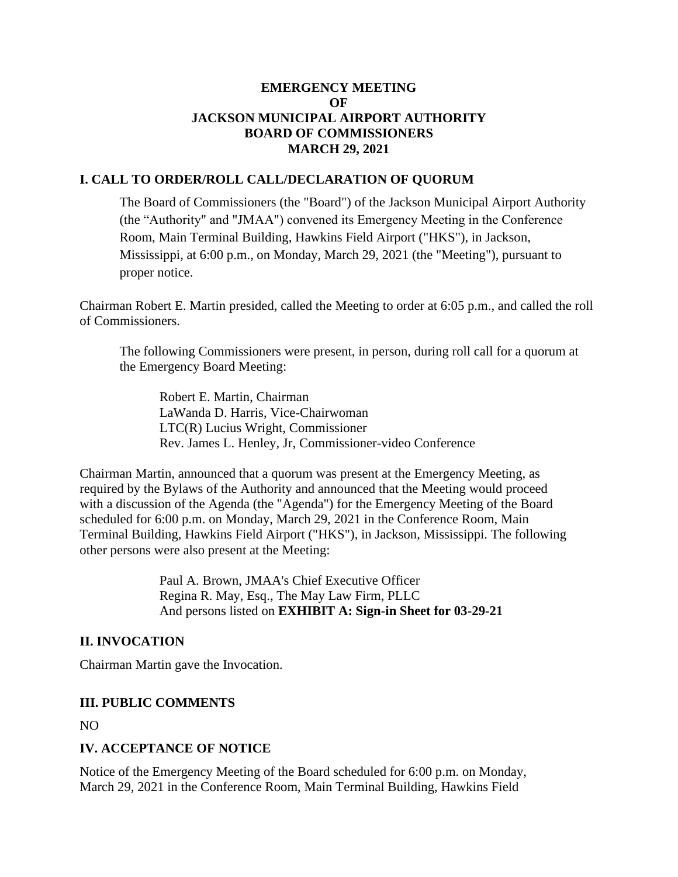# EMERGENCY MEETING OF JACKSON MUNICIPAL AIRPORT AUTHORITY BOARD OF COMMISSIONERS MARCH 29, 2021

## I. CALL TO ORDER/ROLL CALL/DECLARATION OF QUORUM

The Board of Commissioners (the "Board") of the Jackson Municipal Airport Authority (the "Authority" and "JMAA") convened its Emergency Meeting in the Conference Room, Main Terminal Building, Hawkins Field Airport ("HKS"), in Jackson, Mississippi, at 6:00 p.m., on Monday, March 29, 2021 (the "Meeting"), pursuant to proper notice.

Chairman Robert E. Martin presided, called the Meeting to order at 6:05 p.m., and called the roll of Commissioners.

The following Commissioners were present, in person, during roll call for a quorum at the Emergency Board Meeting:

Robert E. Martin, Chairman
LaWanda D. Harris, Vice-Chairwoman
LTC(R) Lucius Wright, Commissioner
Rev. James L. Henley, Jr, Commissioner-video Conference

Chairman Martin, announced that a quorum was present at the Emergency Meeting, as required by the Bylaws of the Authority and announced that the Meeting would proceed with a discussion of the Agenda (the "Agenda") for the Emergency Meeting of the Board scheduled for 6:00 p.m. on Monday, March 29, 2021 in the Conference Room, Main Terminal Building, Hawkins Field Airport ("HKS"), in Jackson, Mississippi. The following other persons were also present at the Meeting:

Paul A. Brown, JMAA's Chief Executive Officer
Regina R. May, Esq., The May Law Firm, PLLC
And persons listed on **EXHIBIT A: Sign-in Sheet for 03-29-21**

## II. INVOCATION

Chairman Martin gave the Invocation.

## III. PUBLIC COMMENTS

NO

## IV. ACCEPTANCE OF NOTICE

Notice of the Emergency Meeting of the Board scheduled for 6:00 p.m. on Monday, March 29, 2021 in the Conference Room, Main Terminal Building, Hawkins Field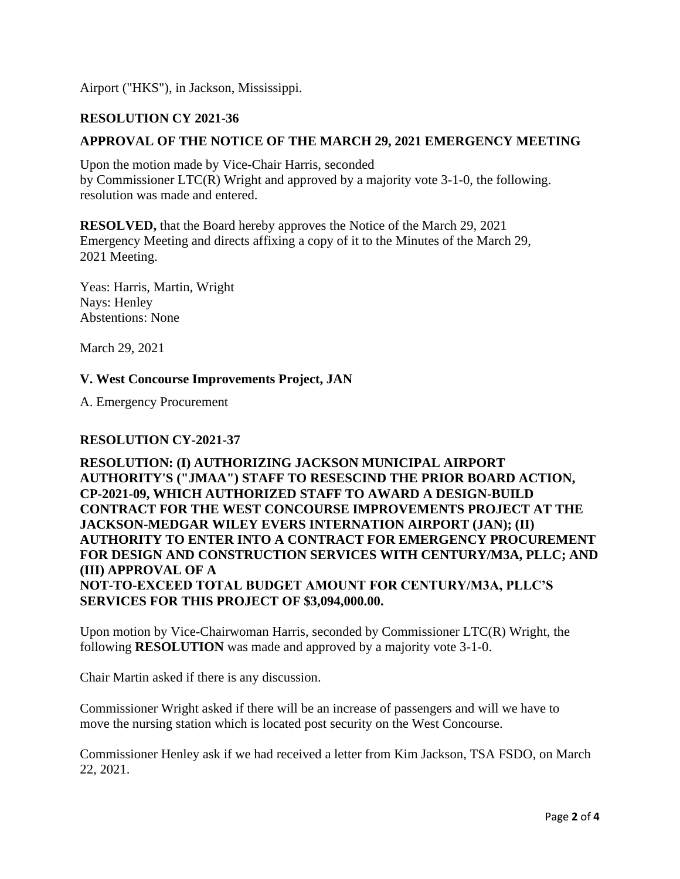Airport ("HKS"), in Jackson, Mississippi.

**RESOLUTION CY 2021-36**

**APPROVAL OF THE NOTICE OF THE MARCH 29, 2021 EMERGENCY MEETING**

Upon the motion made by Vice-Chair Harris, seconded by Commissioner LTC(R) Wright and approved by a majority vote 3-1-0, the following. resolution was made and entered.

**RESOLVED,** that the Board hereby approves the Notice of the March 29, 2021 Emergency Meeting and directs affixing a copy of it to the Minutes of the March 29, 2021 Meeting.

Yeas: Harris, Martin, Wright
Nays: Henley
Abstentions: None

March 29, 2021

**V. West Concourse Improvements Project, JAN**

A. Emergency Procurement

**RESOLUTION CY-2021-37**

**RESOLUTION: (I) AUTHORIZING JACKSON MUNICIPAL AIRPORT AUTHORITY'S ("JMAA") STAFF TO RESESCIND THE PRIOR BOARD ACTION, CP-2021-09, WHICH AUTHORIZED STAFF TO AWARD A DESIGN-BUILD CONTRACT FOR THE WEST CONCOURSE IMPROVEMENTS PROJECT AT THE JACKSON-MEDGAR WILEY EVERS INTERNATION AIRPORT (JAN); (II) AUTHORITY TO ENTER INTO A CONTRACT FOR EMERGENCY PROCUREMENT FOR DESIGN AND CONSTRUCTION SERVICES WITH CENTURY/M3A, PLLC; AND (III) APPROVAL OF A NOT-TO-EXCEED TOTAL BUDGET AMOUNT FOR CENTURY/M3A, PLLC'S SERVICES FOR THIS PROJECT OF $3,094,000.00.**

Upon motion by Vice-Chairwoman Harris, seconded by Commissioner LTC(R) Wright, the following **RESOLUTION** was made and approved by a majority vote 3-1-0.

Chair Martin asked if there is any discussion.

Commissioner Wright asked if there will be an increase of passengers and will we have to move the nursing station which is located post security on the West Concourse.

Commissioner Henley ask if we had received a letter from Kim Jackson, TSA FSDO, on March 22, 2021.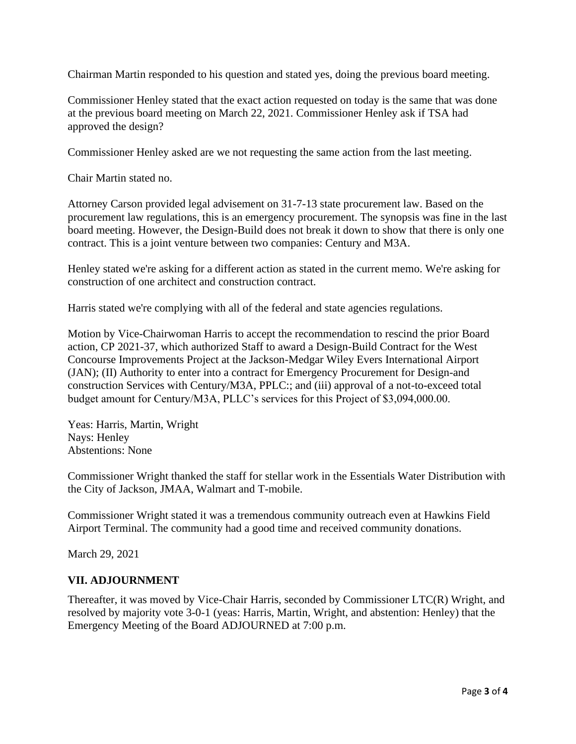Chairman Martin responded to his question and stated yes, doing the previous board meeting.

Commissioner Henley stated that the exact action requested on today is the same that was done at the previous board meeting on March 22, 2021. Commissioner Henley ask if TSA had approved the design?

Commissioner Henley asked are we not requesting the same action from the last meeting.

Chair Martin stated no.

Attorney Carson provided legal advisement on 31-7-13 state procurement law. Based on the procurement law regulations, this is an emergency procurement. The synopsis was fine in the last board meeting. However, the Design-Build does not break it down to show that there is only one contract. This is a joint venture between two companies: Century and M3A.

Henley stated we're asking for a different action as stated in the current memo. We're asking for construction of one architect and construction contract.

Harris stated we're complying with all of the federal and state agencies regulations.

Motion by Vice-Chairwoman Harris to accept the recommendation to rescind the prior Board action, CP 2021-37, which authorized Staff to award a Design-Build Contract for the West Concourse Improvements Project at the Jackson-Medgar Wiley Evers International Airport (JAN); (II) Authority to enter into a contract for Emergency Procurement for Design-and construction Services with Century/M3A, PPLC:; and (iii) approval of a not-to-exceed total budget amount for Century/M3A, PLLC's services for this Project of $3,094,000.00.

Yeas: Harris, Martin, Wright
Nays: Henley
Abstentions: None

Commissioner Wright thanked the staff for stellar work in the Essentials Water Distribution with the City of Jackson, JMAA, Walmart and T-mobile.

Commissioner Wright stated it was a tremendous community outreach even at Hawkins Field Airport Terminal. The community had a good time and received community donations.

March 29, 2021

## VII. ADJOURNMENT

Thereafter, it was moved by Vice-Chair Harris, seconded by Commissioner LTC(R) Wright, and resolved by majority vote 3-0-1 (yeas: Harris, Martin, Wright, and abstention: Henley) that the Emergency Meeting of the Board ADJOURNED at 7:00 p.m.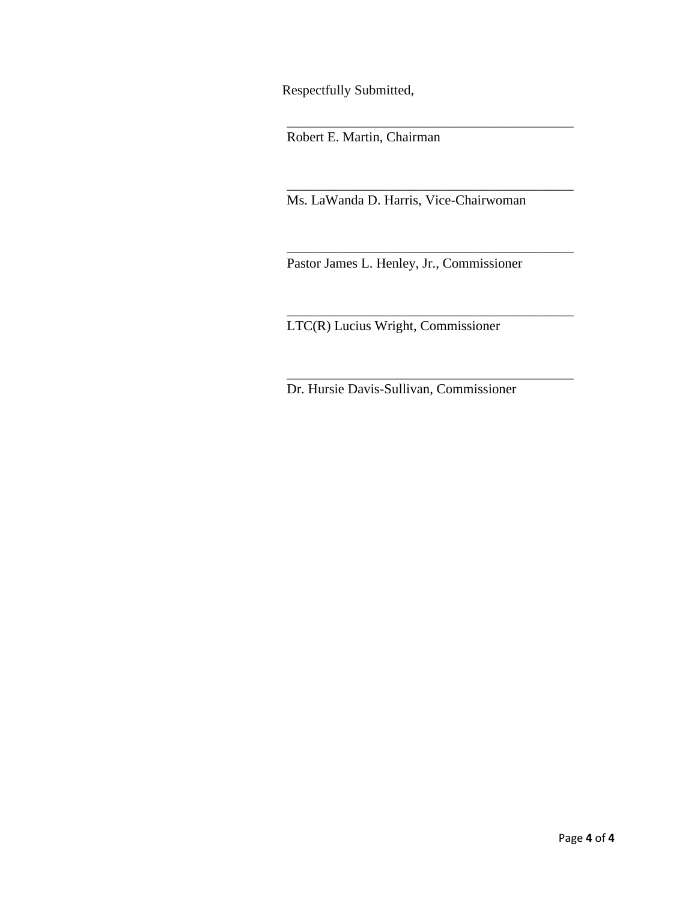Respectfully Submitted,

\_\_\_\_\_\_\_\_\_\_\_\_\_\_\_\_\_\_\_\_\_\_\_\_\_\_\_\_\_\_\_\_\_\_\_\_\_\_\_\_\_\_
Robert E. Martin, Chairman

\_\_\_\_\_\_\_\_\_\_\_\_\_\_\_\_\_\_\_\_\_\_\_\_\_\_\_\_\_\_\_\_\_\_\_\_\_\_\_\_\_\_
Ms. LaWanda D. Harris, Vice-Chairwoman

\_\_\_\_\_\_\_\_\_\_\_\_\_\_\_\_\_\_\_\_\_\_\_\_\_\_\_\_\_\_\_\_\_\_\_\_\_\_\_\_\_\_
Pastor James L. Henley, Jr., Commissioner

\_\_\_\_\_\_\_\_\_\_\_\_\_\_\_\_\_\_\_\_\_\_\_\_\_\_\_\_\_\_\_\_\_\_\_\_\_\_\_\_\_\_
LTC(R) Lucius Wright, Commissioner

\_\_\_\_\_\_\_\_\_\_\_\_\_\_\_\_\_\_\_\_\_\_\_\_\_\_\_\_\_\_\_\_\_\_\_\_\_\_\_\_\_\_
Dr. Hursie Davis-Sullivan, Commissioner